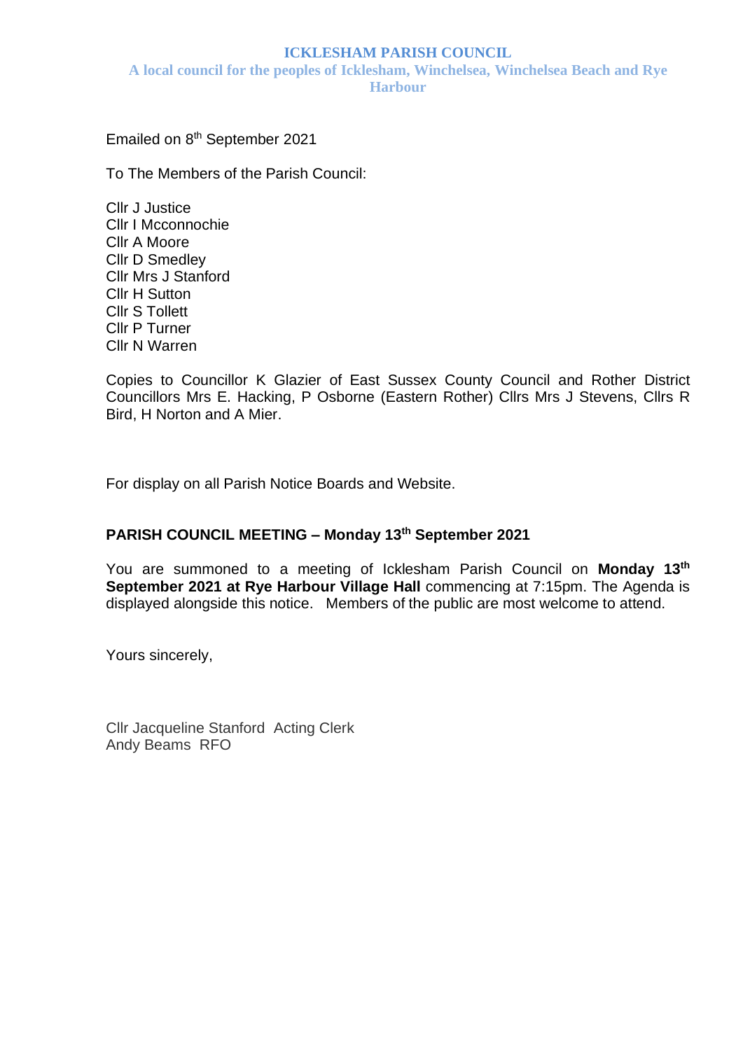# ICKLESHAM PARISH COUNCIL

**A local council for the peoples of Icklesham, Winchelsea, Winchelsea Beach and Rye Harbour**

Emailed on 8th September 2021

To The Members of the Parish Council:

Cllr J Justice
Cllr I Mcconnochie
Cllr A Moore
Cllr D Smedley
Cllr Mrs J Stanford
Cllr H Sutton
Cllr S Tollett
Cllr P Turner
Cllr N Warren

Copies to Councillor K Glazier of East Sussex County Council and Rother District Councillors Mrs E. Hacking, P Osborne (Eastern Rother) Cllrs Mrs J Stevens, Cllrs R Bird, H Norton and A Mier.

For display on all Parish Notice Boards and Website.

## PARISH COUNCIL MEETING – Monday 13th September 2021

You are summoned to a meeting of Icklesham Parish Council on **Monday 13th September 2021 at Rye Harbour Village Hall** commencing at 7:15pm. The Agenda is displayed alongside this notice. Members of the public are most welcome to attend.

Yours sincerely,

Cllr Jacqueline Stanford Acting Clerk
Andy Beams RFO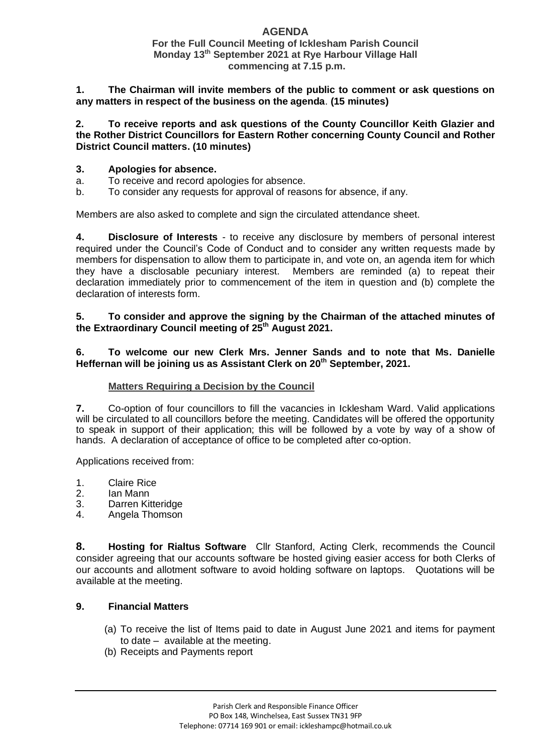# AGENDA

**For the Full Council Meeting of Icklesham Parish Council**
**Monday 13th September 2021 at Rye Harbour Village Hall**
**commencing at 7.15 p.m.**

**1. The Chairman will invite members of the public to comment or ask questions on any matters in respect of the business on the agenda**. **(15 minutes)**

**2. To receive reports and ask questions of the County Councillor Keith Glazier and the Rother District Councillors for Eastern Rother concerning County Council and Rother District Council matters. (10 minutes)**

**3. Apologies for absence.**

a. To receive and record apologies for absence.
b. To consider any requests for approval of reasons for absence, if any.

Members are also asked to complete and sign the circulated attendance sheet.

**4. Disclosure of Interests** - to receive any disclosure by members of personal interest required under the Council's Code of Conduct and to consider any written requests made by members for dispensation to allow them to participate in, and vote on, an agenda item for which they have a disclosable pecuniary interest. Members are reminded (a) to repeat their declaration immediately prior to commencement of the item in question and (b) complete the declaration of interests form.

**5. To consider and approve the signing by the Chairman of the attached minutes of the Extraordinary Council meeting of 25th August 2021.**

**6. To welcome our new Clerk Mrs. Jenner Sands and to note that Ms. Danielle Heffernan will be joining us as Assistant Clerk on 20th September, 2021.**

**Matters Requiring a Decision by the Council**

**7.** Co-option of four councillors to fill the vacancies in Icklesham Ward. Valid applications will be circulated to all councillors before the meeting. Candidates will be offered the opportunity to speak in support of their application; this will be followed by a vote by way of a show of hands. A declaration of acceptance of office to be completed after co-option.

Applications received from:

1. Claire Rice
2. Ian Mann
3. Darren Kitteridge
4. Angela Thomson

**8. Hosting for Rialtus Software** Cllr Stanford, Acting Clerk, recommends the Council consider agreeing that our accounts software be hosted giving easier access for both Clerks of our accounts and allotment software to avoid holding software on laptops. Quotations will be available at the meeting.

**9. Financial Matters**

(a) To receive the list of Items paid to date in August June 2021 and items for payment to date – available at the meeting.
(b) Receipts and Payments report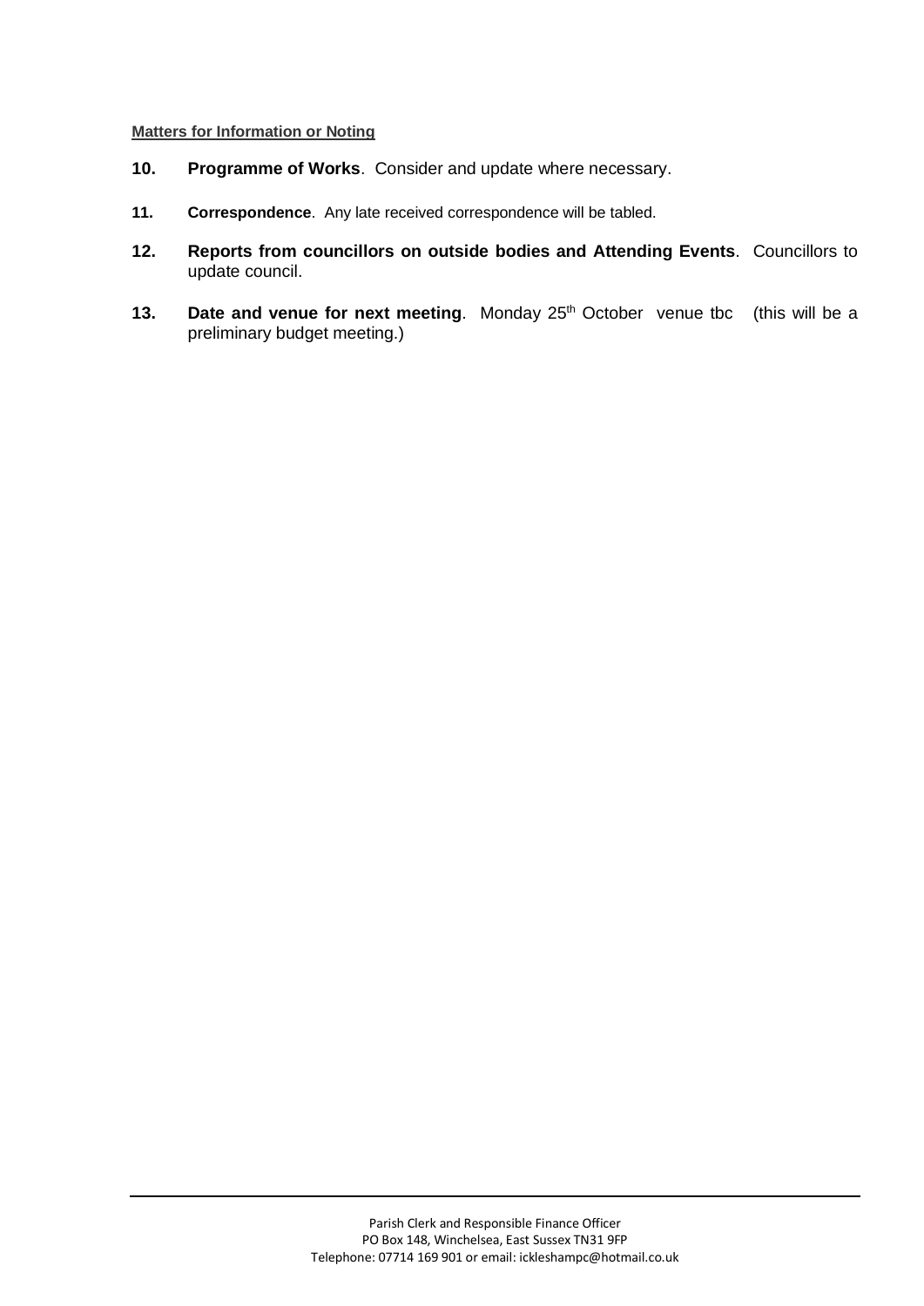**Matters for Information or Noting**

**10. Programme of Works**. Consider and update where necessary.

**11. Correspondence**. Any late received correspondence will be tabled.

**12. Reports from councillors on outside bodies and Attending Events**. Councillors to update council.

**13. Date and venue for next meeting**. Monday 25th October venue tbc (this will be a preliminary budget meeting.)